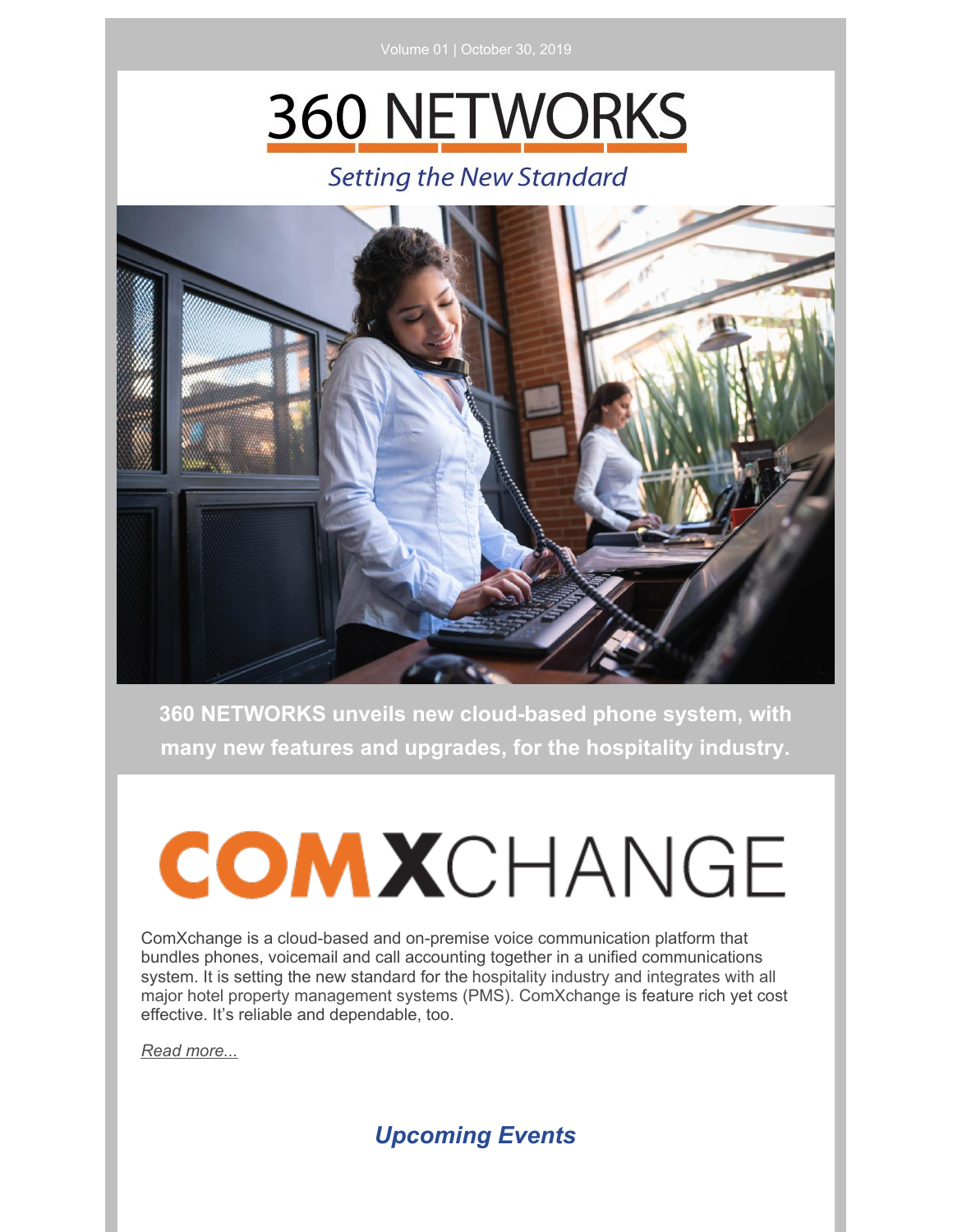Volume 01 | October 30, 2019

# 360 NETWORKS

*Setting the New Standard*

**360 NETWORKS unveils new cloud-based phone system, with many new features and upgrades, for the hospitality industry.**

## COMXCHANGE

ComXchange is a cloud-based and on-premise voice communication platform that bundles phones, voicemail and call accounting together in a unified communications system. It is setting the new standard for the hospitality industry and integrates with all major hotel property management systems (PMS). ComXchange is feature rich yet cost effective. It's reliable and dependable, too.

*Read more...*

## *Upcoming Events*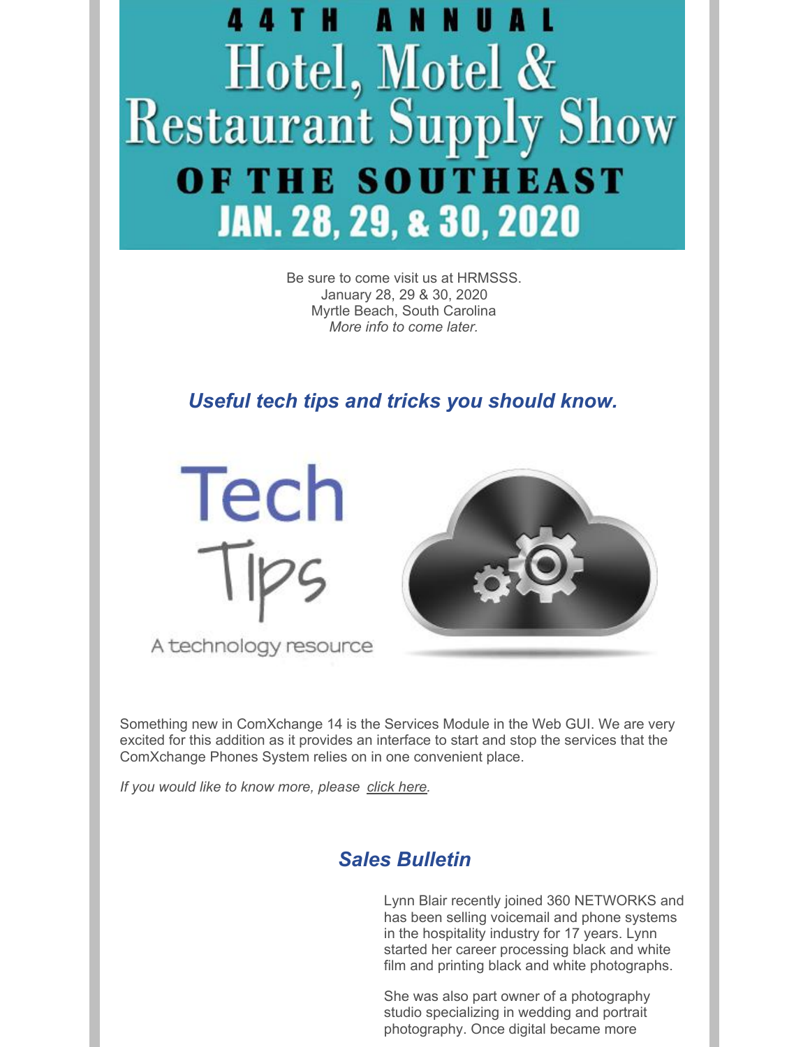# 44TH ANNUAL Hotel, Motel & Restaurant Supply Show OF THE SOUTHEAST JAN. 28, 29, & 30, 2020

Be sure to come visit us at HRMSSS.
January 28, 29 & 30, 2020
Myrtle Beach, South Carolina
*More info to come later.*

## *Useful tech tips and tricks you should know.*

Tech Tips

A technology resource

Something new in ComXchange 14 is the Services Module in the Web GUI. We are very excited for this addition as it provides an interface to start and stop the services that the ComXchange Phones System relies on in one convenient place.

*If you would like to know more, please click here.*

## *Sales Bulletin*

Lynn Blair recently joined 360 NETWORKS and has been selling voicemail and phone systems in the hospitality industry for 17 years. Lynn started her career processing black and white film and printing black and white photographs.

She was also part owner of a photography studio specializing in wedding and portrait photography. Once digital became more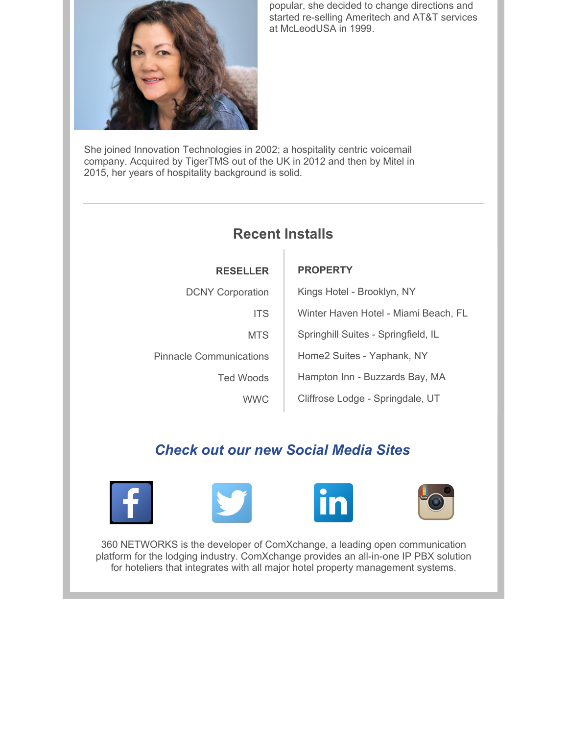popular, she decided to change directions and started re-selling Ameritech and AT&T services at McLeodUSA in 1999.

She joined Innovation Technologies in 2002; a hospitality centric voicemail company. Acquired by TigerTMS out of the UK in 2012 and then by Mitel in 2015, her years of hospitality background is solid.

---

## Recent Installs

| RESELLER | PROPERTY |
|---|---|
| DCNY Corporation | Kings Hotel - Brooklyn, NY |
| ITS | Winter Haven Hotel - Miami Beach, FL |
| MTS | Springhill Suites - Springfield, IL |
| Pinnacle Communications | Home2 Suites - Yaphank, NY |
| Ted Woods | Hampton Inn - Buzzards Bay, MA |
| WWC | Cliffrose Lodge - Springdale, UT |

## *Check out our new Social Media Sites*

360 NETWORKS is the developer of ComXchange, a leading open communication platform for the lodging industry. ComXchange provides an all-in-one IP PBX solution for hoteliers that integrates with all major hotel property management systems.